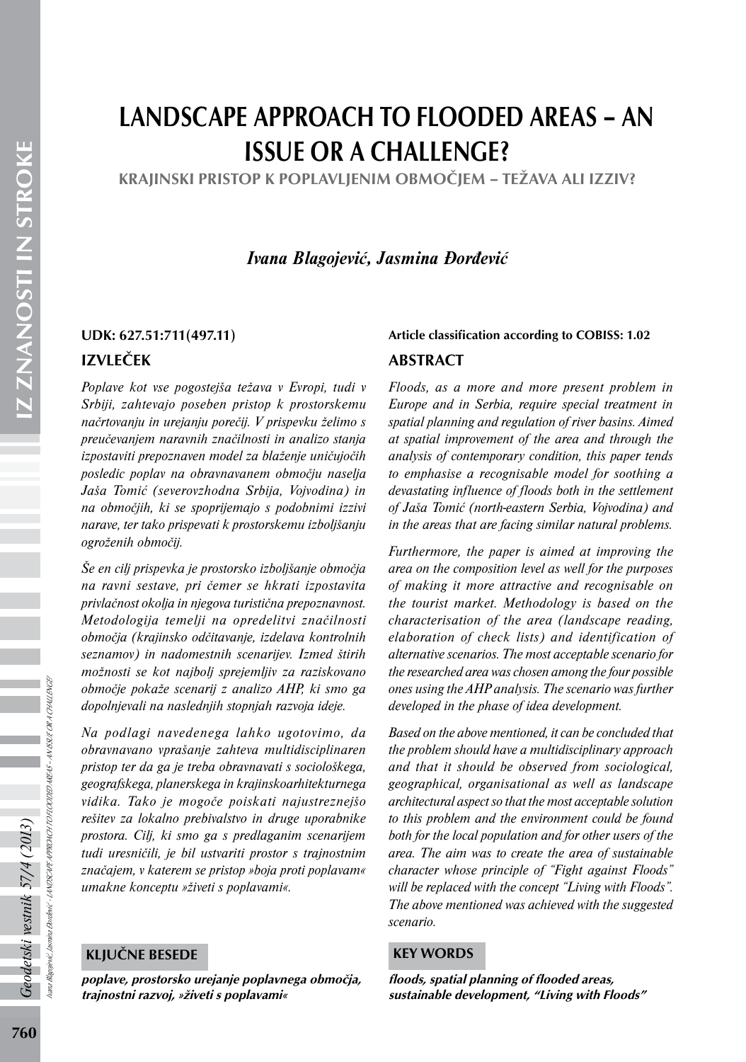# LANDSCAPE APPROACH TO FLOODED AREAS – AN ISSUE OR A CHALLENGE?

## KRAJINSKI PRISTOP K POPLAVLJENIM OBMOČJEM – TEŽAVA ALI IZZIV?

***Ivana Blagojević, Jasmina Đorđević***

**UDK: 627.51:711(497.11)**

**Article classification according to COBISS: 1.02**

## IZVLEČEK

*Poplave kot vse pogostejša težava v Evropi, tudi v Srbiji, zahtevajo poseben pristop k prostorskemu načrtovanju in urejanju porečij. V prispevku želimo s preučevanjem naravnih značilnosti in analizo stanja izpostaviti prepoznaven model za blaženje uničujočih posledic poplav na obravnavanem območju naselja Jaša Tomić (severovzhodna Srbija, Vojvodina) in na območjih, ki se spoprijemajo s podobnimi izzivi narave, ter tako prispevati k prostorskemu izboljšanju ogroženih območij.*

*Še en cilj prispevka je prostorsko izboljšanje območja na ravni sestave, pri čemer se hkrati izpostavita privlačnost okolja in njegova turistična prepoznavnost. Metodologija temelji na opredelitvi značilnosti območja (krajinsko odčitavanje, izdelava kontrolnih seznamov) in nadomestnih scenarijev. Izmed štirih možnosti se kot najbolj sprejemljiv za raziskovano območje pokaže scenarij z analizo AHP, ki smo ga dopolnjevali na naslednjih stopnjah razvoja ideje.*

*Na podlagi navedenega lahko ugotovimo, da obravnavano vprašanje zahteva multidisciplinaren pristop ter da ga je treba obravnavati s sociološkega, geografskega, planerskega in krajinskoarhitekturnega vidika. Tako je mogoče poiskati najustreznejšo rešitev za lokalno prebivalstvo in druge uporabnike prostora. Cilj, ki smo ga s predlaganim scenarijem tudi uresničili, je bil ustvariti prostor s trajnostnim značajem, v katerem se pristop »boja proti poplavam« umakne konceptu »živeti s poplavami«.*

### KLJUČNE BESEDE

***poplave, prostorsko urejanje poplavnega območja, trajnostni razvoj, »živeti s poplavami«***

## ABSTRACT

*Floods, as a more and more present problem in Europe and in Serbia, require special treatment in spatial planning and regulation of river basins. Aimed at spatial improvement of the area and through the analysis of contemporary condition, this paper tends to emphasise a recognisable model for soothing a devastating influence of floods both in the settlement of Jaša Tomić (north-eastern Serbia, Vojvodina) and in the areas that are facing similar natural problems.*

*Furthermore, the paper is aimed at improving the area on the composition level as well for the purposes of making it more attractive and recognisable on the tourist market. Methodology is based on the characterisation of the area (landscape reading, elaboration of check lists) and identification of alternative scenarios. The most acceptable scenario for the researched area was chosen among the four possible ones using the AHP analysis. The scenario was further developed in the phase of idea development.*

*Based on the above mentioned, it can be concluded that the problem should have a multidisciplinary approach and that it should be observed from sociological, geographical, organisational as well as landscape architectural aspect so that the most acceptable solution to this problem and the environment could be found both for the local population and for other users of the area. The aim was to create the area of sustainable character whose principle of "Fight against Floods" will be replaced with the concept "Living with Floods". The above mentioned was achieved with the suggested scenario.*

### KEY WORDS

***floods, spatial planning of flooded areas, sustainable development, "Living with Floods"***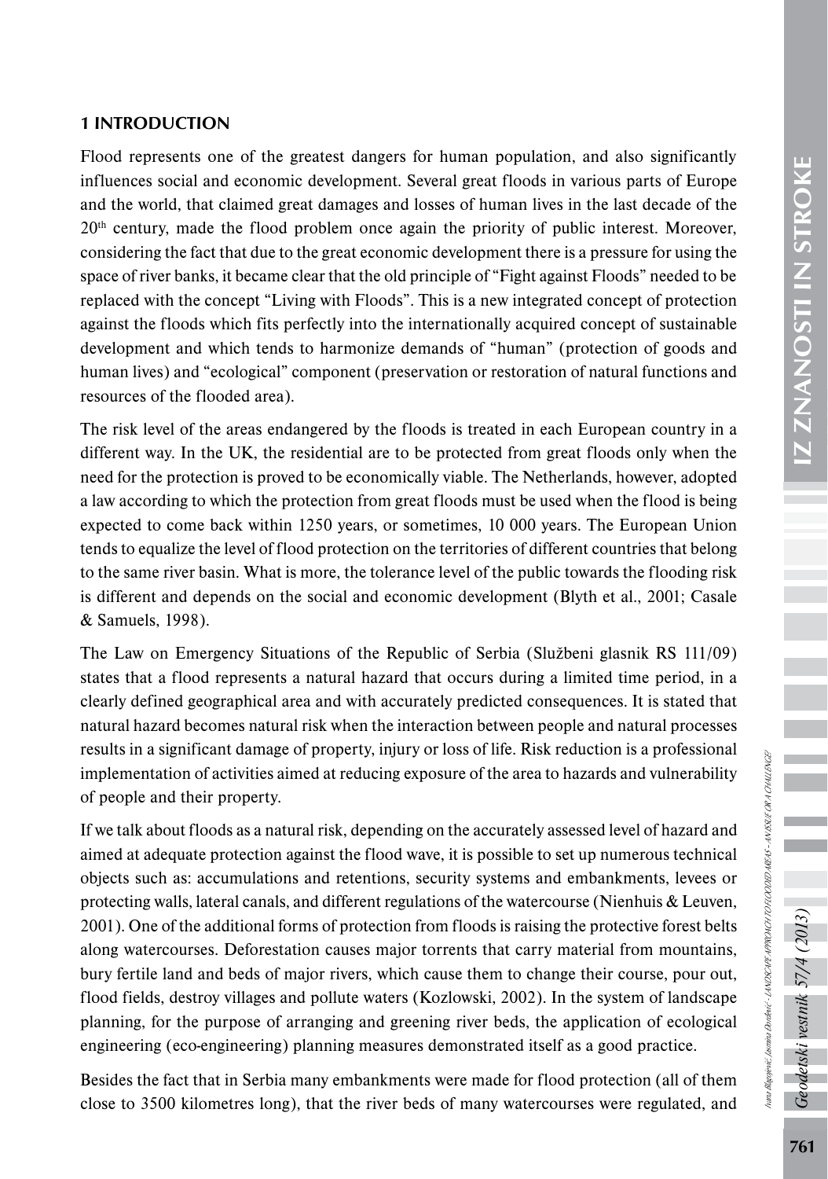## 1 INTRODUCTION

Flood represents one of the greatest dangers for human population, and also significantly influences social and economic development. Several great floods in various parts of Europe and the world, that claimed great damages and losses of human lives in the last decade of the 20th century, made the flood problem once again the priority of public interest. Moreover, considering the fact that due to the great economic development there is a pressure for using the space of river banks, it became clear that the old principle of "Fight against Floods" needed to be replaced with the concept "Living with Floods". This is a new integrated concept of protection against the floods which fits perfectly into the internationally acquired concept of sustainable development and which tends to harmonize demands of "human" (protection of goods and human lives) and "ecological" component (preservation or restoration of natural functions and resources of the flooded area).

The risk level of the areas endangered by the floods is treated in each European country in a different way. In the UK, the residential are to be protected from great floods only when the need for the protection is proved to be economically viable. The Netherlands, however, adopted a law according to which the protection from great floods must be used when the flood is being expected to come back within 1250 years, or sometimes, 10 000 years. The European Union tends to equalize the level of flood protection on the territories of different countries that belong to the same river basin. What is more, the tolerance level of the public towards the flooding risk is different and depends on the social and economic development (Blyth et al., 2001; Casale & Samuels, 1998).

The Law on Emergency Situations of the Republic of Serbia (Službeni glasnik RS 111/09) states that a flood represents a natural hazard that occurs during a limited time period, in a clearly defined geographical area and with accurately predicted consequences. It is stated that natural hazard becomes natural risk when the interaction between people and natural processes results in a significant damage of property, injury or loss of life. Risk reduction is a professional implementation of activities aimed at reducing exposure of the area to hazards and vulnerability of people and their property.

If we talk about floods as a natural risk, depending on the accurately assessed level of hazard and aimed at adequate protection against the flood wave, it is possible to set up numerous technical objects such as: accumulations and retentions, security systems and embankments, levees or protecting walls, lateral canals, and different regulations of the watercourse (Nienhuis & Leuven, 2001). One of the additional forms of protection from floods is raising the protective forest belts along watercourses. Deforestation causes major torrents that carry material from mountains, bury fertile land and beds of major rivers, which cause them to change their course, pour out, flood fields, destroy villages and pollute waters (Kozlowski, 2002). In the system of landscape planning, for the purpose of arranging and greening river beds, the application of ecological engineering (eco-engineering) planning measures demonstrated itself as a good practice.

Besides the fact that in Serbia many embankments were made for flood protection (all of them close to 3500 kilometres long), that the river beds of many watercourses were regulated, and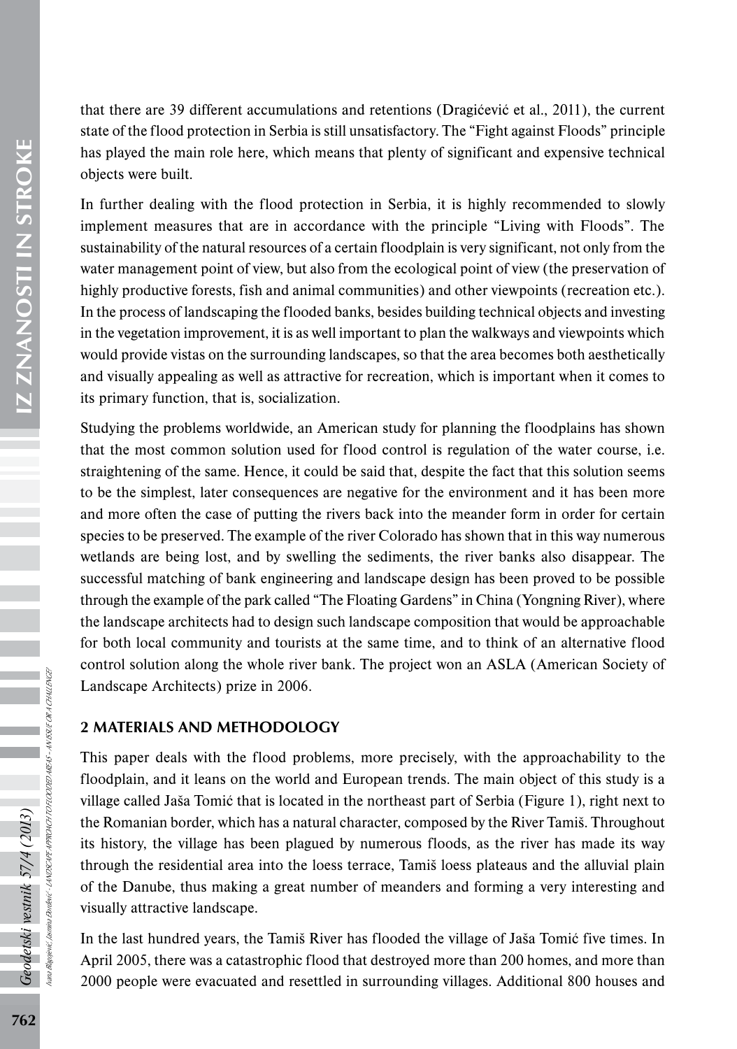that there are 39 different accumulations and retentions (Dragićević et al., 2011), the current state of the flood protection in Serbia is still unsatisfactory. The "Fight against Floods" principle has played the main role here, which means that plenty of significant and expensive technical objects were built.

In further dealing with the flood protection in Serbia, it is highly recommended to slowly implement measures that are in accordance with the principle "Living with Floods". The sustainability of the natural resources of a certain floodplain is very significant, not only from the water management point of view, but also from the ecological point of view (the preservation of highly productive forests, fish and animal communities) and other viewpoints (recreation etc.). In the process of landscaping the flooded banks, besides building technical objects and investing in the vegetation improvement, it is as well important to plan the walkways and viewpoints which would provide vistas on the surrounding landscapes, so that the area becomes both aesthetically and visually appealing as well as attractive for recreation, which is important when it comes to its primary function, that is, socialization.

Studying the problems worldwide, an American study for planning the floodplains has shown that the most common solution used for flood control is regulation of the water course, i.e. straightening of the same. Hence, it could be said that, despite the fact that this solution seems to be the simplest, later consequences are negative for the environment and it has been more and more often the case of putting the rivers back into the meander form in order for certain species to be preserved. The example of the river Colorado has shown that in this way numerous wetlands are being lost, and by swelling the sediments, the river banks also disappear. The successful matching of bank engineering and landscape design has been proved to be possible through the example of the park called "The Floating Gardens" in China (Yongning River), where the landscape architects had to design such landscape composition that would be approachable for both local community and tourists at the same time, and to think of an alternative flood control solution along the whole river bank. The project won an ASLA (American Society of Landscape Architects) prize in 2006.

## 2 MATERIALS AND METHODOLOGY

This paper deals with the flood problems, more precisely, with the approachability to the floodplain, and it leans on the world and European trends. The main object of this study is a village called Jaša Tomić that is located in the northeast part of Serbia (Figure 1), right next to the Romanian border, which has a natural character, composed by the River Tamiš. Throughout its history, the village has been plagued by numerous floods, as the river has made its way through the residential area into the loess terrace, Tamiš loess plateaus and the alluvial plain of the Danube, thus making a great number of meanders and forming a very interesting and visually attractive landscape.

In the last hundred years, the Tamiš River has flooded the village of Jaša Tomić five times. In April 2005, there was a catastrophic flood that destroyed more than 200 homes, and more than 2000 people were evacuated and resettled in surrounding villages. Additional 800 houses and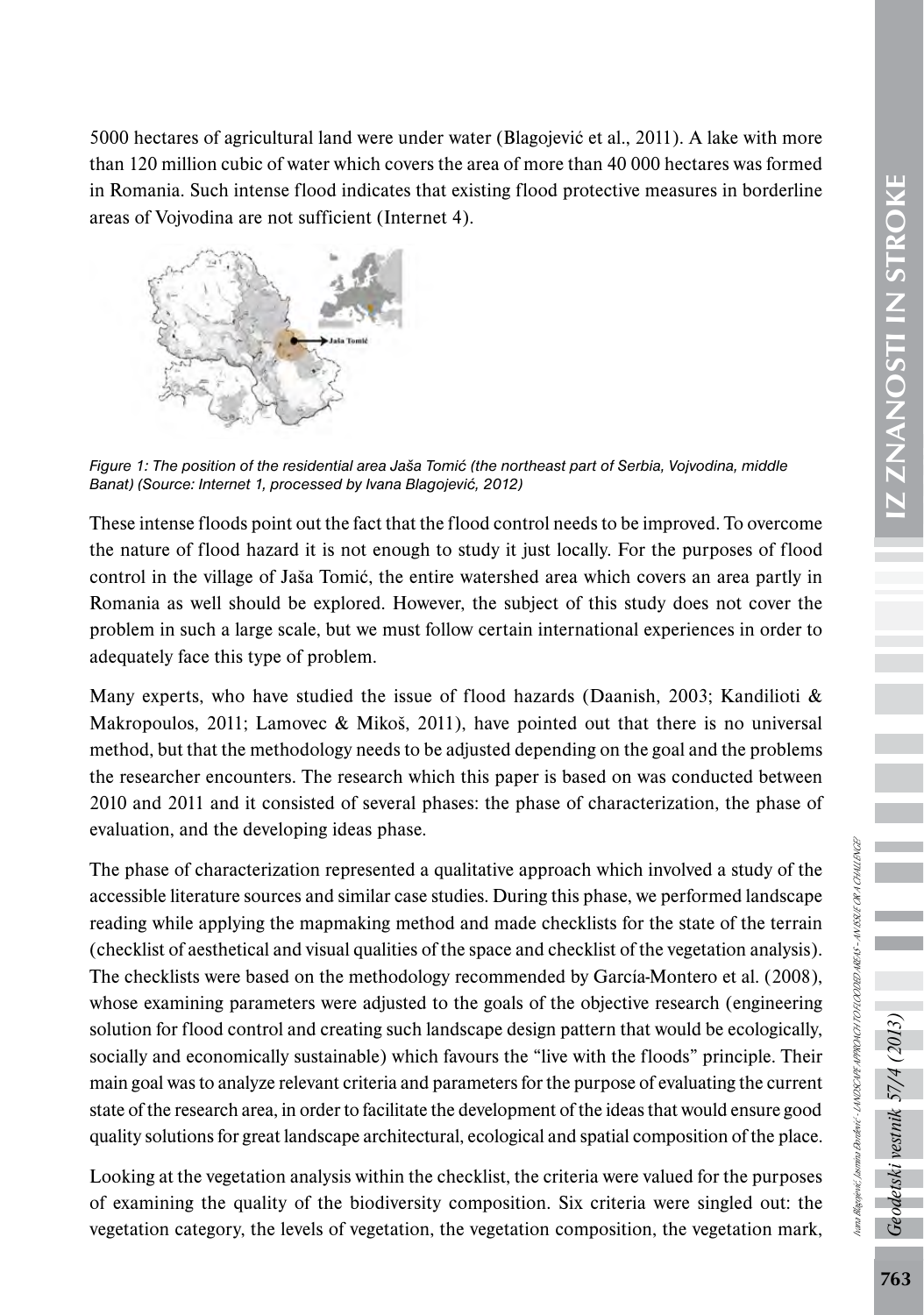5000 hectares of agricultural land were under water (Blagojević et al., 2011). A lake with more than 120 million cubic of water which covers the area of more than 40 000 hectares was formed in Romania. Such intense flood indicates that existing flood protective measures in borderline areas of Vojvodina are not sufficient (Internet 4).

*Figure 1: The position of the residential area Jaša Tomić (the northeast part of Serbia, Vojvodina, middle Banat) (Source: Internet 1, processed by Ivana Blagojević, 2012)*

These intense floods point out the fact that the flood control needs to be improved. To overcome the nature of flood hazard it is not enough to study it just locally. For the purposes of flood control in the village of Jaša Tomić, the entire watershed area which covers an area partly in Romania as well should be explored. However, the subject of this study does not cover the problem in such a large scale, but we must follow certain international experiences in order to adequately face this type of problem.

Many experts, who have studied the issue of flood hazards (Daanish, 2003; Kandilioti & Makropoulos, 2011; Lamovec & Mikoš, 2011), have pointed out that there is no universal method, but that the methodology needs to be adjusted depending on the goal and the problems the researcher encounters. The research which this paper is based on was conducted between 2010 and 2011 and it consisted of several phases: the phase of characterization, the phase of evaluation, and the developing ideas phase.

The phase of characterization represented a qualitative approach which involved a study of the accessible literature sources and similar case studies. During this phase, we performed landscape reading while applying the mapmaking method and made checklists for the state of the terrain (checklist of aesthetical and visual qualities of the space and checklist of the vegetation analysis). The checklists were based on the methodology recommended by García-Montero et al. (2008), whose examining parameters were adjusted to the goals of the objective research (engineering solution for flood control and creating such landscape design pattern that would be ecologically, socially and economically sustainable) which favours the "live with the floods" principle. Their main goal was to analyze relevant criteria and parameters for the purpose of evaluating the current state of the research area, in order to facilitate the development of the ideas that would ensure good quality solutions for great landscape architectural, ecological and spatial composition of the place.

Looking at the vegetation analysis within the checklist, the criteria were valued for the purposes of examining the quality of the biodiversity composition. Six criteria were singled out: the vegetation category, the levels of vegetation, the vegetation composition, the vegetation mark,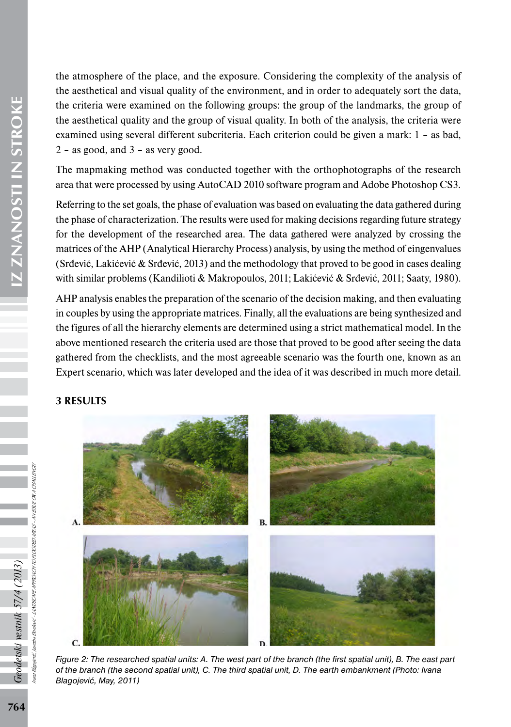the atmosphere of the place, and the exposure. Considering the complexity of the analysis of the aesthetical and visual quality of the environment, and in order to adequately sort the data, the criteria were examined on the following groups: the group of the landmarks, the group of the aesthetical quality and the group of visual quality. In both of the analysis, the criteria were examined using several different subcriteria. Each criterion could be given a mark: 1 – as bad, 2 – as good, and 3 – as very good.

The mapmaking method was conducted together with the orthophotographs of the research area that were processed by using AutoCAD 2010 software program and Adobe Photoshop CS3.

Referring to the set goals, the phase of evaluation was based on evaluating the data gathered during the phase of characterization. The results were used for making decisions regarding future strategy for the development of the researched area. The data gathered were analyzed by crossing the matrices of the AHP (Analytical Hierarchy Process) analysis, by using the method of eingenvalues (Srđević, Lakićević & Srđević, 2013) and the methodology that proved to be good in cases dealing with similar problems (Kandilioti & Makropoulos, 2011; Lakićević & Srđević, 2011; Saaty, 1980).

AHP analysis enables the preparation of the scenario of the decision making, and then evaluating in couples by using the appropriate matrices. Finally, all the evaluations are being synthesized and the figures of all the hierarchy elements are determined using a strict mathematical model. In the above mentioned research the criteria used are those that proved to be good after seeing the data gathered from the checklists, and the most agreeable scenario was the fourth one, known as an Expert scenario, which was later developed and the idea of it was described in much more detail.

## 3 RESULTS

*Figure 2: The researched spatial units: A. The west part of the branch (the first spatial unit), B. The east part of the branch (the second spatial unit), C. The third spatial unit, D. The earth embankment (Photo: Ivana Blagojević, May, 2011)*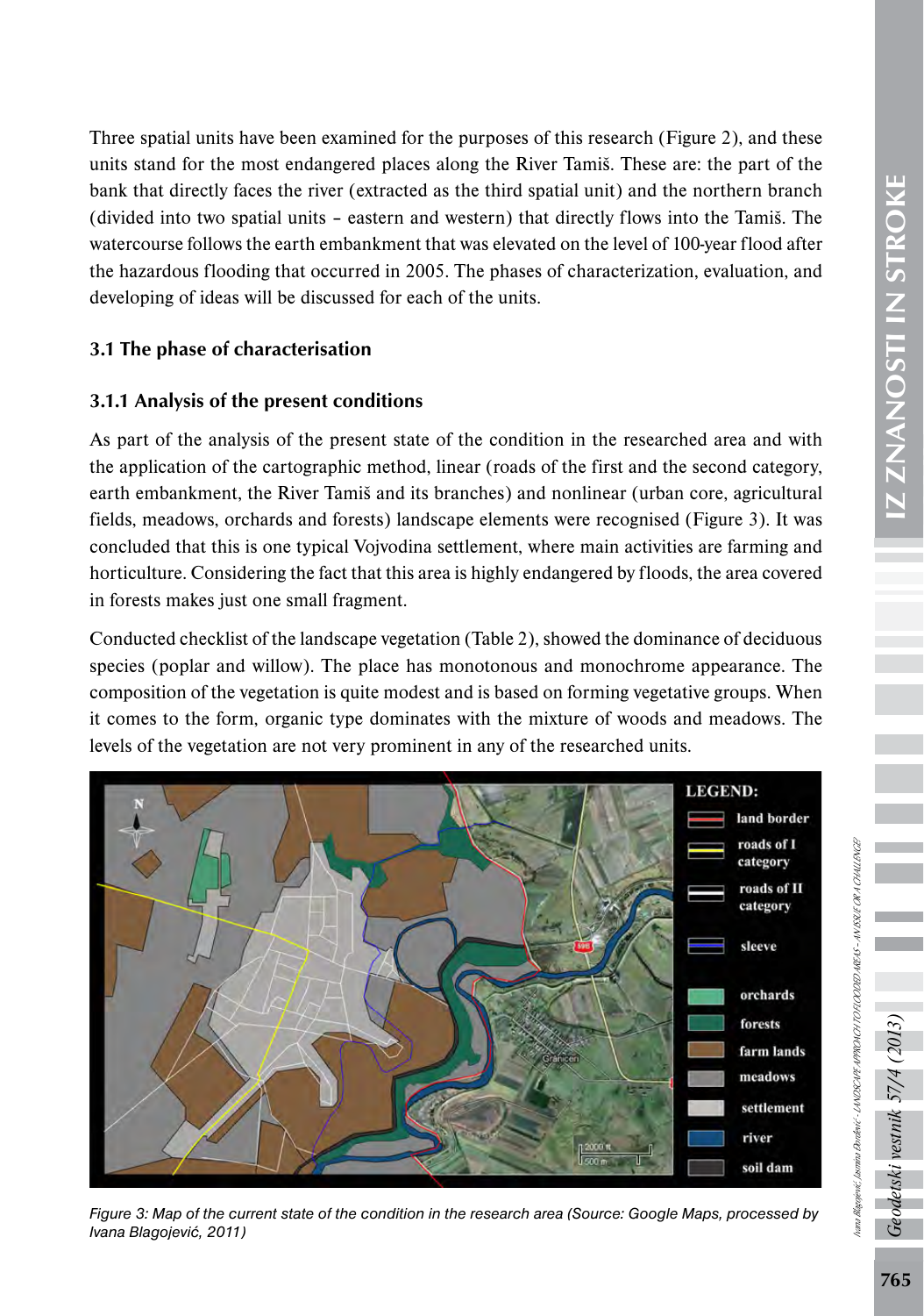Three spatial units have been examined for the purposes of this research (Figure 2), and these units stand for the most endangered places along the River Tamiš. These are: the part of the bank that directly faces the river (extracted as the third spatial unit) and the northern branch (divided into two spatial units – eastern and western) that directly flows into the Tamiš. The watercourse follows the earth embankment that was elevated on the level of 100-year flood after the hazardous flooding that occurred in 2005. The phases of characterization, evaluation, and developing of ideas will be discussed for each of the units.

### 3.1 The phase of characterisation

#### 3.1.1 Analysis of the present conditions

As part of the analysis of the present state of the condition in the researched area and with the application of the cartographic method, linear (roads of the first and the second category, earth embankment, the River Tamiš and its branches) and nonlinear (urban core, agricultural fields, meadows, orchards and forests) landscape elements were recognised (Figure 3). It was concluded that this is one typical Vojvodina settlement, where main activities are farming and horticulture. Considering the fact that this area is highly endangered by floods, the area covered in forests makes just one small fragment.

Conducted checklist of the landscape vegetation (Table 2), showed the dominance of deciduous species (poplar and willow). The place has monotonous and monochrome appearance. The composition of the vegetation is quite modest and is based on forming vegetative groups. When it comes to the form, organic type dominates with the mixture of woods and meadows. The levels of the vegetation are not very prominent in any of the researched units.

*Figure 3: Map of the current state of the condition in the research area (Source: Google Maps, processed by Ivana Blagojević, 2011)*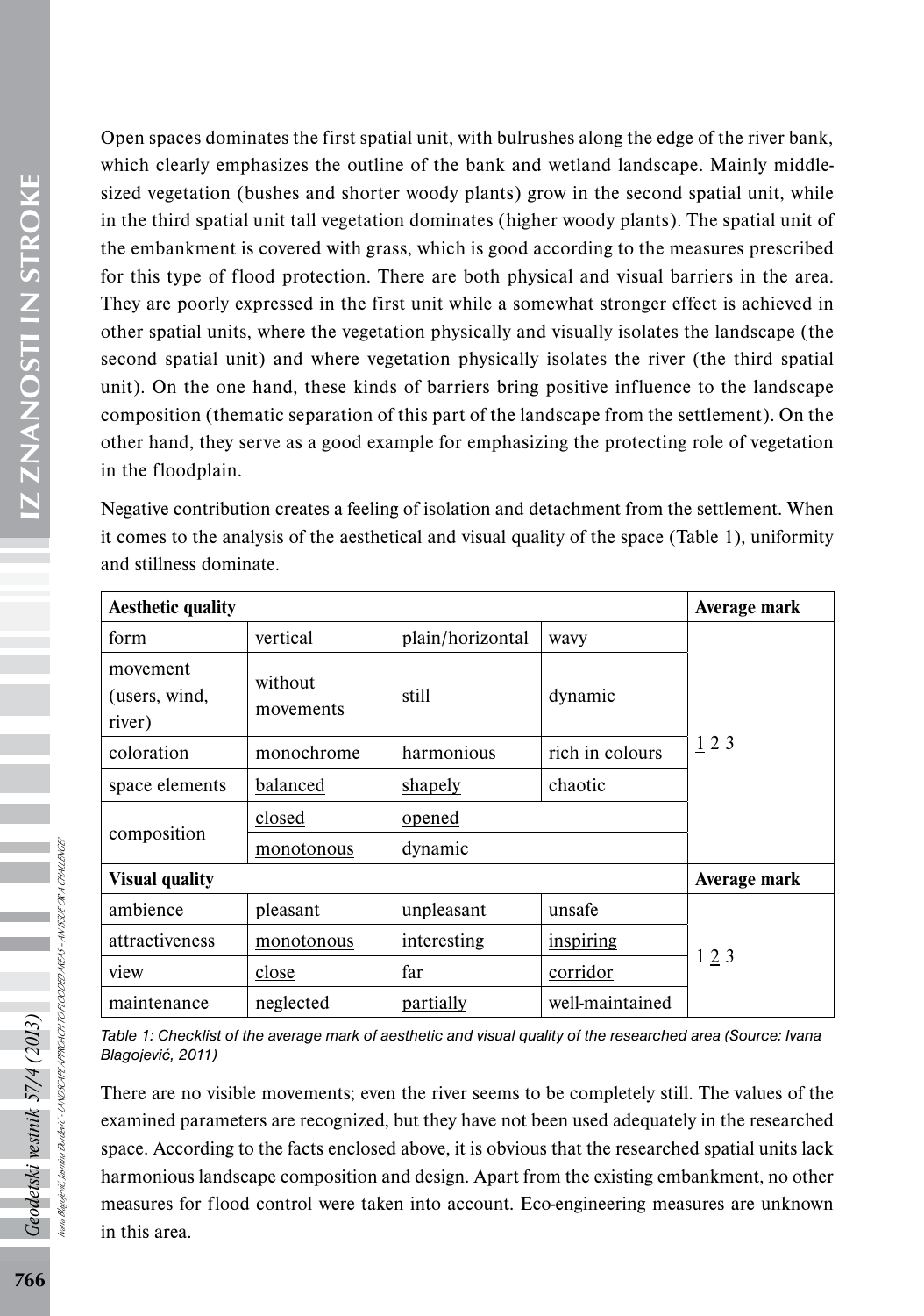Open spaces dominates the first spatial unit, with bulrushes along the edge of the river bank, which clearly emphasizes the outline of the bank and wetland landscape. Mainly middle-sized vegetation (bushes and shorter woody plants) grow in the second spatial unit, while in the third spatial unit tall vegetation dominates (higher woody plants). The spatial unit of the embankment is covered with grass, which is good according to the measures prescribed for this type of flood protection. There are both physical and visual barriers in the area. They are poorly expressed in the first unit while a somewhat stronger effect is achieved in other spatial units, where the vegetation physically and visually isolates the landscape (the second spatial unit) and where vegetation physically isolates the river (the third spatial unit). On the one hand, these kinds of barriers bring positive influence to the landscape composition (thematic separation of this part of the landscape from the settlement). On the other hand, they serve as a good example for emphasizing the protecting role of vegetation in the floodplain.

Negative contribution creates a feeling of isolation and detachment from the settlement. When it comes to the analysis of the aesthetical and visual quality of the space (Table 1), uniformity and stillness dominate.

| **Aesthetic quality** | | | | **Average mark** |
|---|---|---|---|---|
| form | vertical | <u>plain/horizontal</u> | wavy | <u>1</u> 2 3 |
| movement (users, wind, river) | without movements | <u>still</u> | dynamic | |
| coloration | <u>monochrome</u> | <u>harmonious</u> | rich in colours | |
| space elements | <u>balanced</u> | <u>shapely</u> | chaotic | |
| composition | <u>closed</u> | <u>opened</u> | | |
| | <u>monotonous</u> | dynamic | | |
| **Visual quality** | | | | **Average mark** |
| ambience | <u>pleasant</u> | <u>unpleasant</u> | <u>unsafe</u> | 1 <u>2</u> 3 |
| attractiveness | <u>monotonous</u> | interesting | <u>inspiring</u> | |
| view | <u>close</u> | far | <u>corridor</u> | |
| maintenance | neglected | <u>partially</u> | well-maintained | |

*Table 1: Checklist of the average mark of aesthetic and visual quality of the researched area (Source: Ivana Blagojević, 2011)*

There are no visible movements; even the river seems to be completely still. The values of the examined parameters are recognized, but they have not been used adequately in the researched space. According to the facts enclosed above, it is obvious that the researched spatial units lack harmonious landscape composition and design. Apart from the existing embankment, no other measures for flood control were taken into account. Eco-engineering measures are unknown in this area.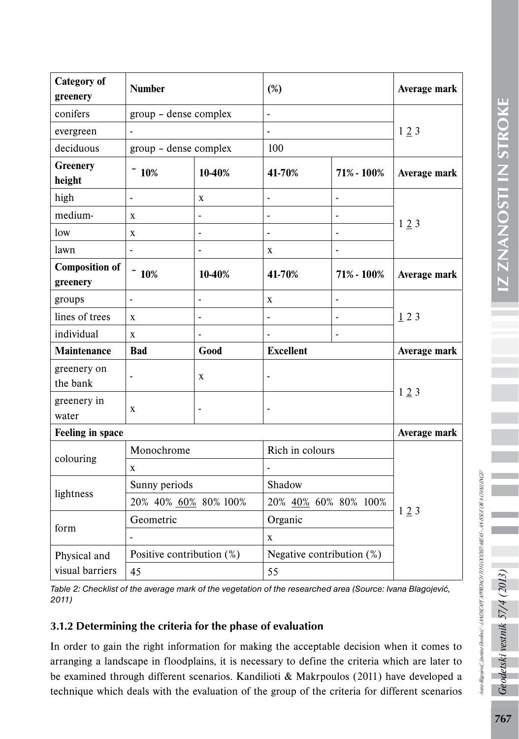| Category of greenery | Number | | (%) | | Average mark |
|---|---|---|---|---|---|
| conifers | group – dense complex | | - | | 1 2 3 |
| evergreen | - | | - | | |
| deciduous | group – dense complex | | 100 | | |
| **Greenery height** | **~ 10%** | **10-40%** | **41-70%** | **71% - 100%** | **Average mark** |
| high | - | x | - | - | 1 2 3 |
| medium- | x | - | - | - | |
| low | x | - | - | - | |
| lawn | - | - | x | - | |
| **Composition of greenery** | **~ 10%** | **10-40%** | **41-70%** | **71% - 100%** | **Average mark** |
| groups | - | - | x | - | 1 2 3 |
| lines of trees | x | - | - | - | |
| individual | x | - | - | - | |
| **Maintenance** | **Bad** | **Good** | **Excellent** | | **Average mark** |
| greenery on the bank | - | x | - | | 1 2 3 |
| greenery in water | x | - | - | | |
| **Feeling in space** | | | | | **Average mark** |
| colouring | Monochrome | | Rich in colours | | 1 2 3 |
| | x | | - | | |
| lightness | Sunny periods | | Shadow | | |
| | 20% 40% 60% 80% 100% | | 20% 40% 60% 80% 100% | | |
| form | Geometric | | Organic | | |
| | - | | x | | |
| Physical and visual barriers | Positive contribution (%) | | Negative contribution (%) | | |
| | 45 | | 55 | | |

*Table 2: Checklist of the average mark of the vegetation of the researched area (Source: Ivana Blagojević, 2011)*

### 3.1.2 Determining the criteria for the phase of evaluation

In order to gain the right information for making the acceptable decision when it comes to arranging a landscape in floodplains, it is necessary to define the criteria which are later to be examined through different scenarios. Kandilioti & Makrpoulos (2011) have developed a technique which deals with the evaluation of the group of the criteria for different scenarios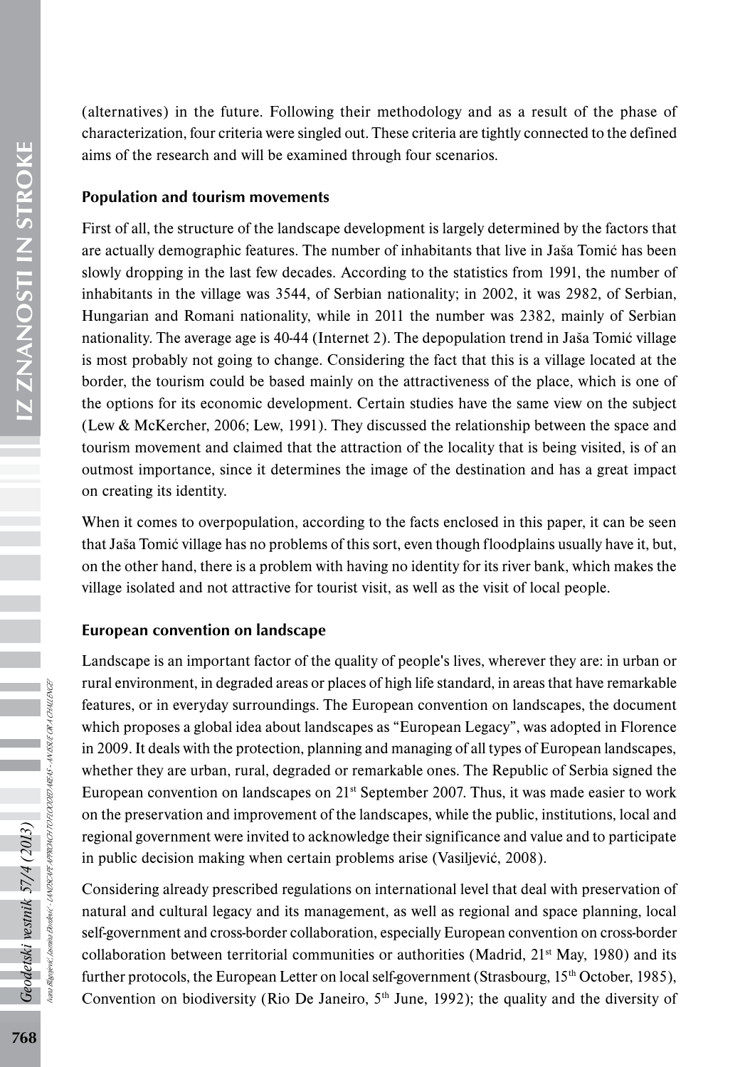(alternatives) in the future. Following their methodology and as a result of the phase of characterization, four criteria were singled out. These criteria are tightly connected to the defined aims of the research and will be examined through four scenarios.

### Population and tourism movements

First of all, the structure of the landscape development is largely determined by the factors that are actually demographic features. The number of inhabitants that live in Jaša Tomić has been slowly dropping in the last few decades. According to the statistics from 1991, the number of inhabitants in the village was 3544, of Serbian nationality; in 2002, it was 2982, of Serbian, Hungarian and Romani nationality, while in 2011 the number was 2382, mainly of Serbian nationality. The average age is 40-44 (Internet 2). The depopulation trend in Jaša Tomić village is most probably not going to change. Considering the fact that this is a village located at the border, the tourism could be based mainly on the attractiveness of the place, which is one of the options for its economic development. Certain studies have the same view on the subject (Lew & McKercher, 2006; Lew, 1991). They discussed the relationship between the space and tourism movement and claimed that the attraction of the locality that is being visited, is of an outmost importance, since it determines the image of the destination and has a great impact on creating its identity.

When it comes to overpopulation, according to the facts enclosed in this paper, it can be seen that Jaša Tomić village has no problems of this sort, even though floodplains usually have it, but, on the other hand, there is a problem with having no identity for its river bank, which makes the village isolated and not attractive for tourist visit, as well as the visit of local people.

### European convention on landscape

Landscape is an important factor of the quality of people's lives, wherever they are: in urban or rural environment, in degraded areas or places of high life standard, in areas that have remarkable features, or in everyday surroundings. The European convention on landscapes, the document which proposes a global idea about landscapes as "European Legacy", was adopted in Florence in 2009. It deals with the protection, planning and managing of all types of European landscapes, whether they are urban, rural, degraded or remarkable ones. The Republic of Serbia signed the European convention on landscapes on 21st September 2007. Thus, it was made easier to work on the preservation and improvement of the landscapes, while the public, institutions, local and regional government were invited to acknowledge their significance and value and to participate in public decision making when certain problems arise (Vasiljević, 2008).

Considering already prescribed regulations on international level that deal with preservation of natural and cultural legacy and its management, as well as regional and space planning, local self-government and cross-border collaboration, especially European convention on cross-border collaboration between territorial communities or authorities (Madrid, 21st May, 1980) and its further protocols, the European Letter on local self-government (Strasbourg, 15th October, 1985), Convention on biodiversity (Rio De Janeiro, 5th June, 1992); the quality and the diversity of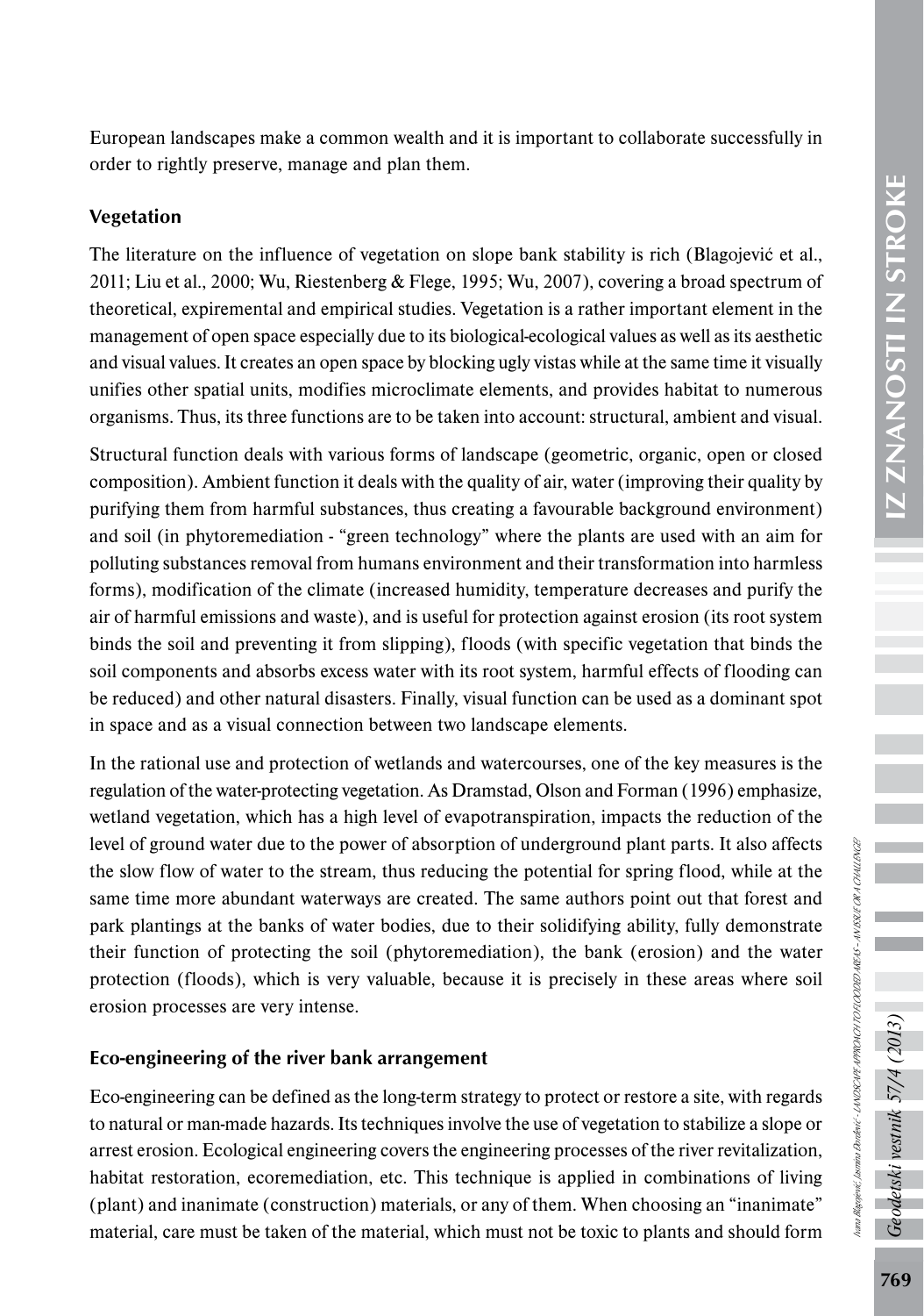European landscapes make a common wealth and it is important to collaborate successfully in order to rightly preserve, manage and plan them.

### Vegetation

The literature on the influence of vegetation on slope bank stability is rich (Blagojević et al., 2011; Liu et al., 2000; Wu, Riestenberg & Flege, 1995; Wu, 2007), covering a broad spectrum of theoretical, expiremental and empirical studies. Vegetation is a rather important element in the management of open space especially due to its biological-ecological values as well as its aesthetic and visual values. It creates an open space by blocking ugly vistas while at the same time it visually unifies other spatial units, modifies microclimate elements, and provides habitat to numerous organisms. Thus, its three functions are to be taken into account: structural, ambient and visual.

Structural function deals with various forms of landscape (geometric, organic, open or closed composition). Ambient function it deals with the quality of air, water (improving their quality by purifying them from harmful substances, thus creating a favourable background environment) and soil (in phytoremediation - "green technology" where the plants are used with an aim for polluting substances removal from humans environment and their transformation into harmless forms), modification of the climate (increased humidity, temperature decreases and purify the air of harmful emissions and waste), and is useful for protection against erosion (its root system binds the soil and preventing it from slipping), floods (with specific vegetation that binds the soil components and absorbs excess water with its root system, harmful effects of flooding can be reduced) and other natural disasters. Finally, visual function can be used as a dominant spot in space and as a visual connection between two landscape elements.

In the rational use and protection of wetlands and watercourses, one of the key measures is the regulation of the water-protecting vegetation. As Dramstad, Olson and Forman (1996) emphasize, wetland vegetation, which has a high level of evapotranspiration, impacts the reduction of the level of ground water due to the power of absorption of underground plant parts. It also affects the slow flow of water to the stream, thus reducing the potential for spring flood, while at the same time more abundant waterways are created. The same authors point out that forest and park plantings at the banks of water bodies, due to their solidifying ability, fully demonstrate their function of protecting the soil (phytoremediation), the bank (erosion) and the water protection (floods), which is very valuable, because it is precisely in these areas where soil erosion processes are very intense.

### Eco-engineering of the river bank arrangement

Eco-engineering can be defined as the long-term strategy to protect or restore a site, with regards to natural or man-made hazards. Its techniques involve the use of vegetation to stabilize a slope or arrest erosion. Ecological engineering covers the engineering processes of the river revitalization, habitat restoration, ecoremediation, etc. This technique is applied in combinations of living (plant) and inanimate (construction) materials, or any of them. When choosing an "inanimate" material, care must be taken of the material, which must not be toxic to plants and should form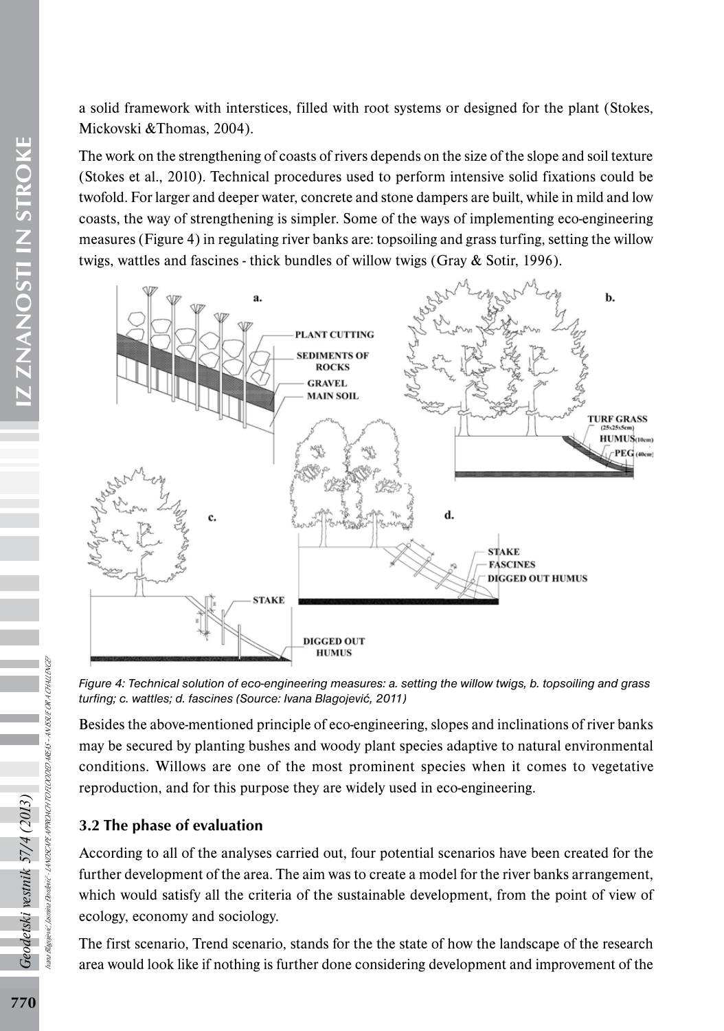a solid framework with interstices, filled with root systems or designed for the plant (Stokes, Mickovski &Thomas, 2004).

The work on the strengthening of coasts of rivers depends on the size of the slope and soil texture (Stokes et al., 2010). Technical procedures used to perform intensive solid fixations could be twofold. For larger and deeper water, concrete and stone dampers are built, while in mild and low coasts, the way of strengthening is simpler. Some of the ways of implementing eco-engineering measures (Figure 4) in regulating river banks are: topsoiling and grass turfing, setting the willow twigs, wattles and fascines - thick bundles of willow twigs (Gray & Sotir, 1996).

*Figure 4: Technical solution of eco-engineering measures: a. setting the willow twigs, b. topsoiling and grass turfing; c. wattles; d. fascines (Source: Ivana Blagojević, 2011)*

Besides the above-mentioned principle of eco-engineering, slopes and inclinations of river banks may be secured by planting bushes and woody plant species adaptive to natural environmental conditions. Willows are one of the most prominent species when it comes to vegetative reproduction, and for this purpose they are widely used in eco-engineering.

### 3.2 The phase of evaluation

According to all of the analyses carried out, four potential scenarios have been created for the further development of the area. The aim was to create a model for the river banks arrangement, which would satisfy all the criteria of the sustainable development, from the point of view of ecology, economy and sociology.

The first scenario, Trend scenario, stands for the the state of how the landscape of the research area would look like if nothing is further done considering development and improvement of the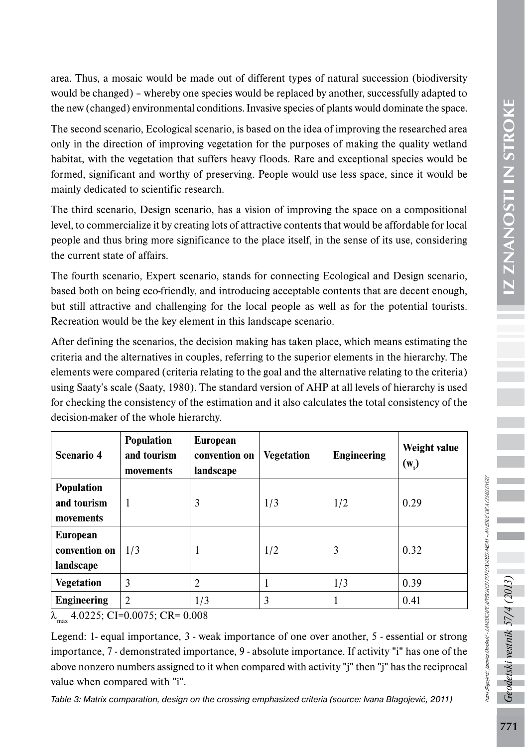area. Thus, a mosaic would be made out of different types of natural succession (biodiversity would be changed) – whereby one species would be replaced by another, successfully adapted to the new (changed) environmental conditions. Invasive species of plants would dominate the space.

The second scenario, Ecological scenario, is based on the idea of improving the researched area only in the direction of improving vegetation for the purposes of making the quality wetland habitat, with the vegetation that suffers heavy floods. Rare and exceptional species would be formed, significant and worthy of preserving. People would use less space, since it would be mainly dedicated to scientific research.

The third scenario, Design scenario, has a vision of improving the space on a compositional level, to commercialize it by creating lots of attractive contents that would be affordable for local people and thus bring more significance to the place itself, in the sense of its use, considering the current state of affairs.

The fourth scenario, Expert scenario, stands for connecting Ecological and Design scenario, based both on being eco-friendly, and introducing acceptable contents that are decent enough, but still attractive and challenging for the local people as well as for the potential tourists. Recreation would be the key element in this landscape scenario.

After defining the scenarios, the decision making has taken place, which means estimating the criteria and the alternatives in couples, referring to the superior elements in the hierarchy. The elements were compared (criteria relating to the goal and the alternative relating to the criteria) using Saaty's scale (Saaty, 1980). The standard version of AHP at all levels of hierarchy is used for checking the consistency of the estimation and it also calculates the total consistency of the decision-maker of the whole hierarchy.

| **Scenario 4** | **Population and tourism movements** | **European convention on landscape** | **Vegetation** | **Engineering** | **Weight value ($w_i$)** |
|---|---|---|---|---|---|
| **Population and tourism movements** | 1 | 3 | 1/3 | 1/2 | 0.29 |
| **European convention on landscape** | 1/3 | 1 | 1/2 | 3 | 0.32 |
| **Vegetation** | 3 | 2 | 1 | 1/3 | 0.39 |
| **Engineering** | 2 | 1/3 | 3 | 1 | 0.41 |

$\lambda_{max}$ 4.0225; CI=0.0075; CR= 0.008

Legend: 1- equal importance, 3 - weak importance of one over another, 5 - essential or strong importance, 7 - demonstrated importance, 9 - absolute importance. If activity "i" has one of the above nonzero numbers assigned to it when compared with activity "j" then "j" has the reciprocal value when compared with "i".

*Table 3: Matrix comparation, design on the crossing emphasized criteria (source: Ivana Blagojević, 2011)*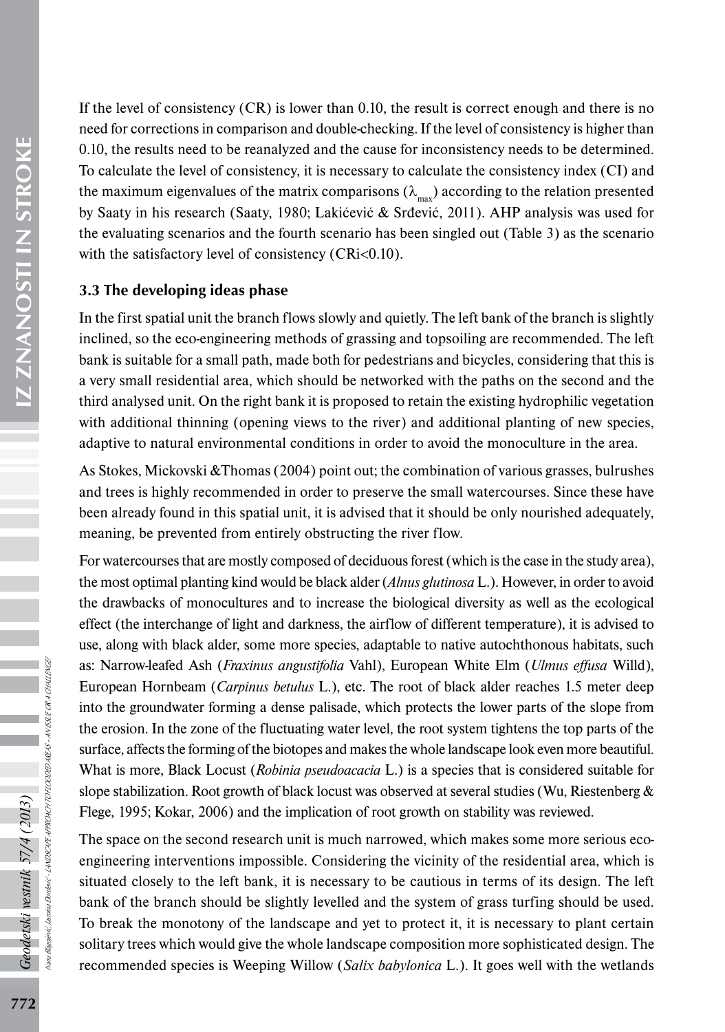If the level of consistency (CR) is lower than 0.10, the result is correct enough and there is no need for corrections in comparison and double-checking. If the level of consistency is higher than 0.10, the results need to be reanalyzed and the cause for inconsistency needs to be determined. To calculate the level of consistency, it is necessary to calculate the consistency index (CI) and the maximum eigenvalues of the matrix comparisons ($\lambda_{max}$) according to the relation presented by Saaty in his research (Saaty, 1980; Lakićević & Srđević, 2011). AHP analysis was used for the evaluating scenarios and the fourth scenario has been singled out (Table 3) as the scenario with the satisfactory level of consistency (CRi<0.10).

### 3.3 The developing ideas phase

In the first spatial unit the branch flows slowly and quietly. The left bank of the branch is slightly inclined, so the eco-engineering methods of grassing and topsoiling are recommended. The left bank is suitable for a small path, made both for pedestrians and bicycles, considering that this is a very small residential area, which should be networked with the paths on the second and the third analysed unit. On the right bank it is proposed to retain the existing hydrophilic vegetation with additional thinning (opening views to the river) and additional planting of new species, adaptive to natural environmental conditions in order to avoid the monoculture in the area.

As Stokes, Mickovski &Thomas (2004) point out; the combination of various grasses, bulrushes and trees is highly recommended in order to preserve the small watercourses. Since these have been already found in this spatial unit, it is advised that it should be only nourished adequately, meaning, be prevented from entirely obstructing the river flow.

For watercourses that are mostly composed of deciduous forest (which is the case in the study area), the most optimal planting kind would be black alder (*Alnus glutinosa* L.). However, in order to avoid the drawbacks of monocultures and to increase the biological diversity as well as the ecological effect (the interchange of light and darkness, the airflow of different temperature), it is advised to use, along with black alder, some more species, adaptable to native autochthonous habitats, such as: Narrow-leafed Ash (*Fraxinus angustifolia* Vahl), European White Elm (*Ulmus effusa* Willd), European Hornbeam (*Carpinus betulus* L.), etc. The root of black alder reaches 1.5 meter deep into the groundwater forming a dense palisade, which protects the lower parts of the slope from the erosion. In the zone of the fluctuating water level, the root system tightens the top parts of the surface, affects the forming of the biotopes and makes the whole landscape look even more beautiful. What is more, Black Locust (*Robinia pseudoacacia* L.) is a species that is considered suitable for slope stabilization. Root growth of black locust was observed at several studies (Wu, Riestenberg & Flege, 1995; Kokar, 2006) and the implication of root growth on stability was reviewed.

The space on the second research unit is much narrowed, which makes some more serious eco-engineering interventions impossible. Considering the vicinity of the residential area, which is situated closely to the left bank, it is necessary to be cautious in terms of its design. The left bank of the branch should be slightly levelled and the system of grass turfing should be used. To break the monotony of the landscape and yet to protect it, it is necessary to plant certain solitary trees which would give the whole landscape composition more sophisticated design. The recommended species is Weeping Willow (*Salix babylonica* L.). It goes well with the wetlands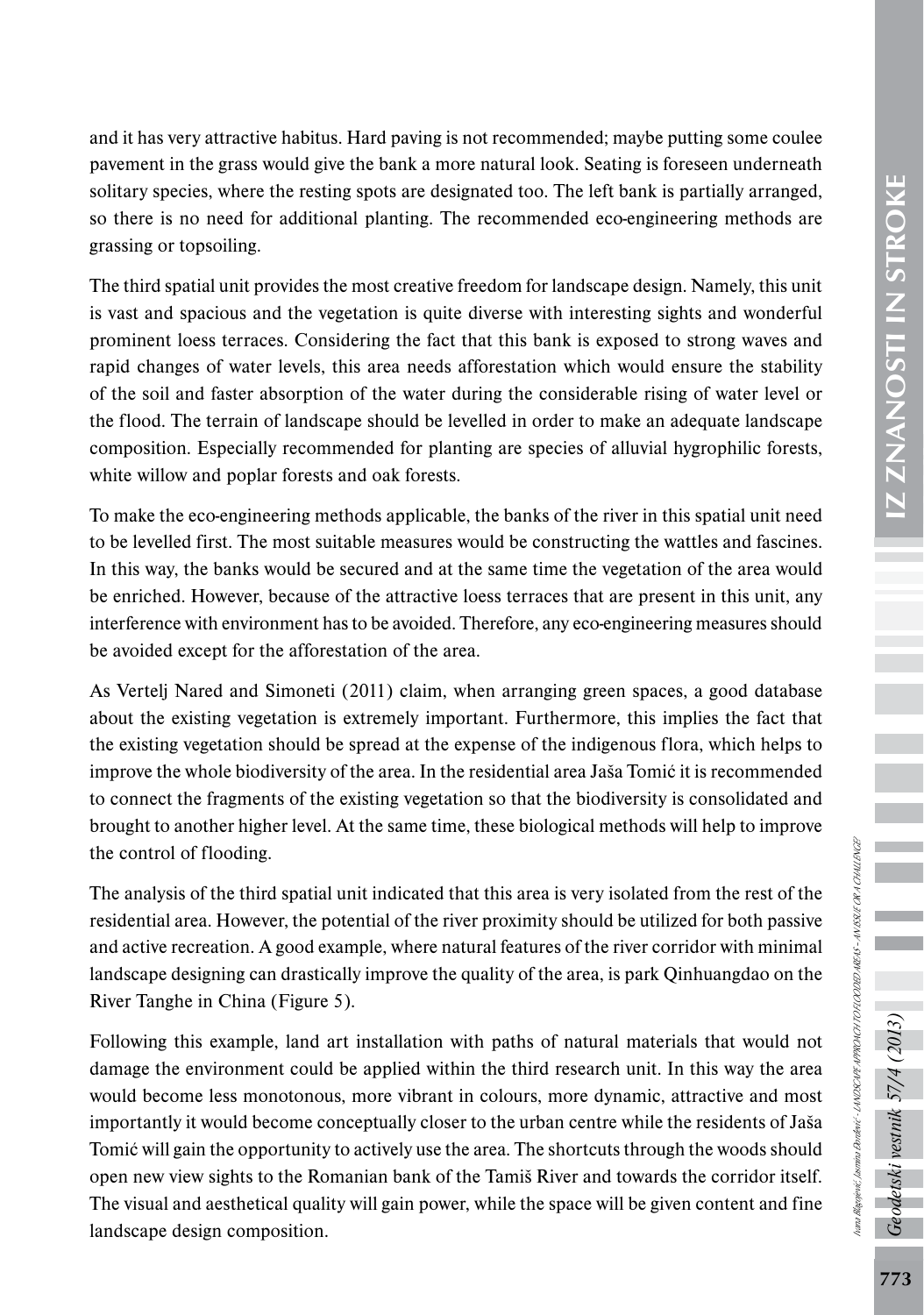and it has very attractive habitus. Hard paving is not recommended; maybe putting some coulee pavement in the grass would give the bank a more natural look. Seating is foreseen underneath solitary species, where the resting spots are designated too. The left bank is partially arranged, so there is no need for additional planting. The recommended eco-engineering methods are grassing or topsoiling.

The third spatial unit provides the most creative freedom for landscape design. Namely, this unit is vast and spacious and the vegetation is quite diverse with interesting sights and wonderful prominent loess terraces. Considering the fact that this bank is exposed to strong waves and rapid changes of water levels, this area needs afforestation which would ensure the stability of the soil and faster absorption of the water during the considerable rising of water level or the flood. The terrain of landscape should be levelled in order to make an adequate landscape composition. Especially recommended for planting are species of alluvial hygrophilic forests, white willow and poplar forests and oak forests.

To make the eco-engineering methods applicable, the banks of the river in this spatial unit need to be levelled first. The most suitable measures would be constructing the wattles and fascines. In this way, the banks would be secured and at the same time the vegetation of the area would be enriched. However, because of the attractive loess terraces that are present in this unit, any interference with environment has to be avoided. Therefore, any eco-engineering measures should be avoided except for the afforestation of the area.

As Vertelj Nared and Simoneti (2011) claim, when arranging green spaces, a good database about the existing vegetation is extremely important. Furthermore, this implies the fact that the existing vegetation should be spread at the expense of the indigenous flora, which helps to improve the whole biodiversity of the area. In the residential area Jaša Tomić it is recommended to connect the fragments of the existing vegetation so that the biodiversity is consolidated and brought to another higher level. At the same time, these biological methods will help to improve the control of flooding.

The analysis of the third spatial unit indicated that this area is very isolated from the rest of the residential area. However, the potential of the river proximity should be utilized for both passive and active recreation. A good example, where natural features of the river corridor with minimal landscape designing can drastically improve the quality of the area, is park Qinhuangdao on the River Tanghe in China (Figure 5).

Following this example, land art installation with paths of natural materials that would not damage the environment could be applied within the third research unit. In this way the area would become less monotonous, more vibrant in colours, more dynamic, attractive and most importantly it would become conceptually closer to the urban centre while the residents of Jaša Tomić will gain the opportunity to actively use the area. The shortcuts through the woods should open new view sights to the Romanian bank of the Tamiš River and towards the corridor itself. The visual and aesthetical quality will gain power, while the space will be given content and fine landscape design composition.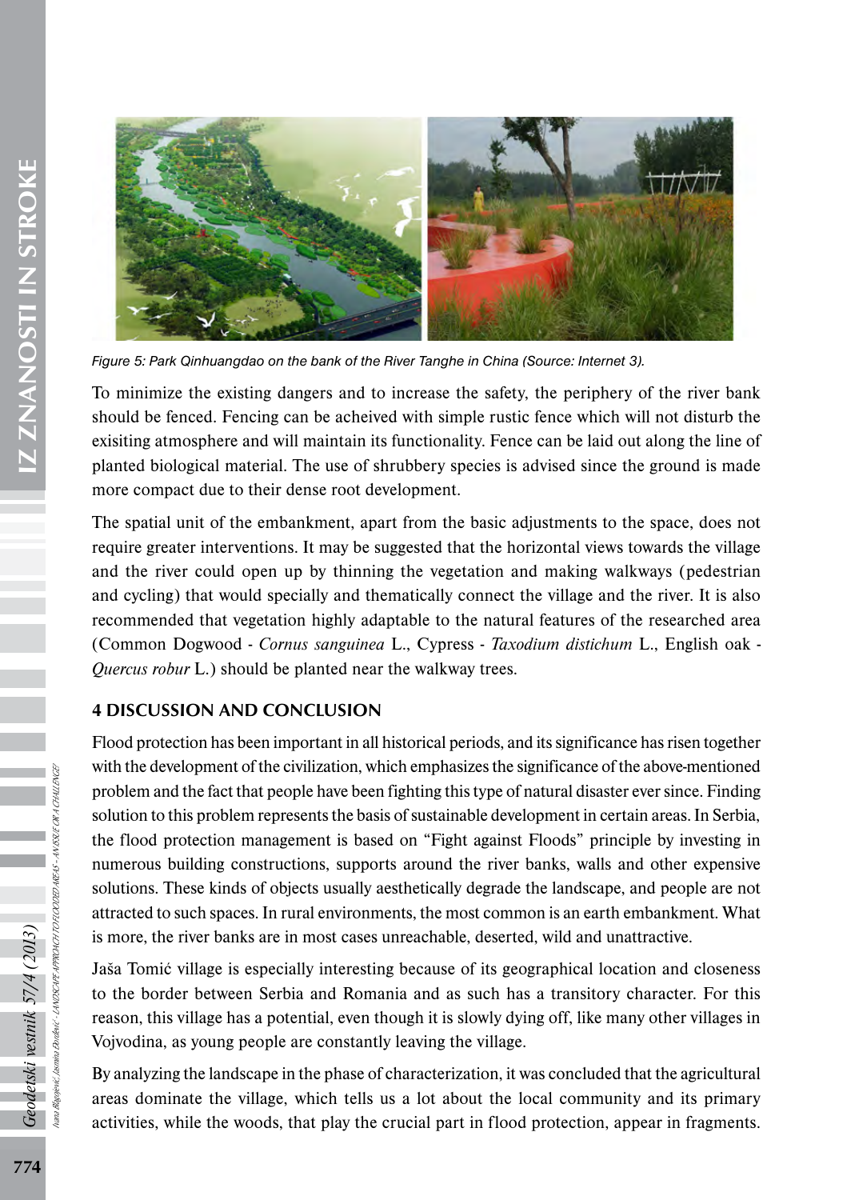Figure 5: Park Qinhuangdao on the bank of the River Tanghe in China (Source: Internet 3).

To minimize the existing dangers and to increase the safety, the periphery of the river bank should be fenced. Fencing can be acheived with simple rustic fence which will not disturb the exisiting atmosphere and will maintain its functionality. Fence can be laid out along the line of planted biological material. The use of shrubbery species is advised since the ground is made more compact due to their dense root development.

The spatial unit of the embankment, apart from the basic adjustments to the space, does not require greater interventions. It may be suggested that the horizontal views towards the village and the river could open up by thinning the vegetation and making walkways (pedestrian and cycling) that would specially and thematically connect the village and the river. It is also recommended that vegetation highly adaptable to the natural features of the researched area (Common Dogwood - *Cornus sanguinea* L., Cypress - *Taxodium distichum* L., English oak - *Quercus robur* L.) should be planted near the walkway trees.

## 4 DISCUSSION AND CONCLUSION

Flood protection has been important in all historical periods, and its significance has risen together with the development of the civilization, which emphasizes the significance of the above-mentioned problem and the fact that people have been fighting this type of natural disaster ever since. Finding solution to this problem represents the basis of sustainable development in certain areas. In Serbia, the flood protection management is based on "Fight against Floods" principle by investing in numerous building constructions, supports around the river banks, walls and other expensive solutions. These kinds of objects usually aesthetically degrade the landscape, and people are not attracted to such spaces. In rural environments, the most common is an earth embankment. What is more, the river banks are in most cases unreachable, deserted, wild and unattractive.

Jaša Tomić village is especially interesting because of its geographical location and closeness to the border between Serbia and Romania and as such has a transitory character. For this reason, this village has a potential, even though it is slowly dying off, like many other villages in Vojvodina, as young people are constantly leaving the village.

By analyzing the landscape in the phase of characterization, it was concluded that the agricultural areas dominate the village, which tells us a lot about the local community and its primary activities, while the woods, that play the crucial part in flood protection, appear in fragments.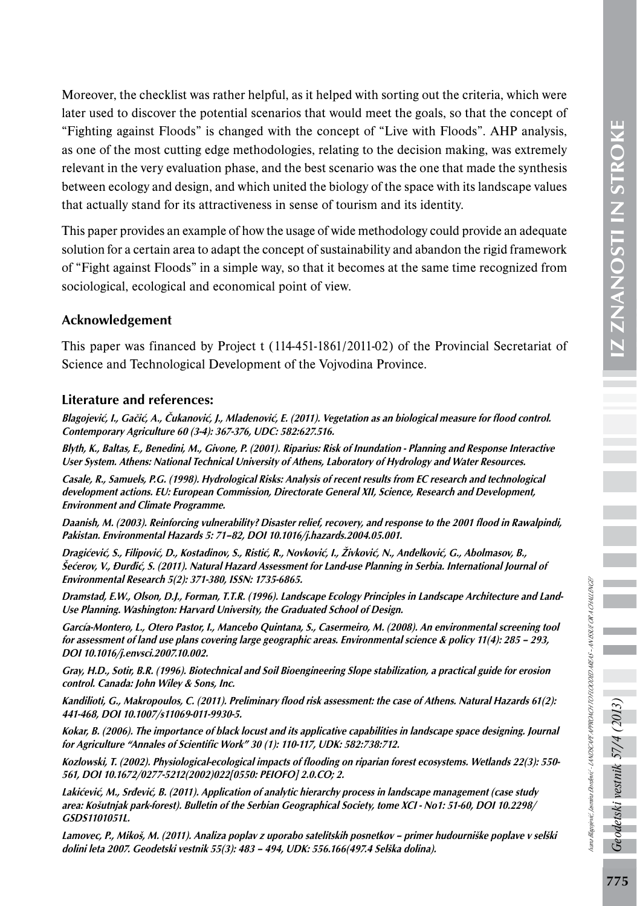Moreover, the checklist was rather helpful, as it helped with sorting out the criteria, which were later used to discover the potential scenarios that would meet the goals, so that the concept of "Fighting against Floods" is changed with the concept of "Live with Floods". AHP analysis, as one of the most cutting edge methodologies, relating to the decision making, was extremely relevant in the very evaluation phase, and the best scenario was the one that made the synthesis between ecology and design, and which united the biology of the space with its landscape values that actually stand for its attractiveness in sense of tourism and its identity.

This paper provides an example of how the usage of wide methodology could provide an adequate solution for a certain area to adapt the concept of sustainability and abandon the rigid framework of "Fight against Floods" in a simple way, so that it becomes at the same time recognized from sociological, ecological and economical point of view.

## Acknowledgement

This paper was financed by Project t (114-451-1861/2011-02) of the Provincial Secretariat of Science and Technological Development of the Vojvodina Province.

## Literature and references:

*Blagojević, I., Gačić, A., Čukanović, J., Mladenović, E. (2011). Vegetation as an biological measure for flood control. Contemporary Agriculture 60 (3-4): 367-376, UDC: 582:627.516.*

*Blyth, K., Baltas, E., Benedini, M., Givone, P. (2001). Riparius: Risk of Inundation - Planning and Response Interactive User System. Athens: National Technical University of Athens, Laboratory of Hydrology and Water Resources.*

*Casale, R., Samuels, P.G. (1998). Hydrological Risks: Analysis of recent results from EC research and technological development actions. EU: European Commission, Directorate General XII, Science, Research and Development, Environment and Climate Programme.*

*Daanish, M. (2003). Reinforcing vulnerability? Disaster relief, recovery, and response to the 2001 flood in Rawalpindi, Pakistan. Environmental Hazards 5: 71–82, DOI 10.1016/j.hazards.2004.05.001.*

*Dragićević, S., Filipović, D., Kostadinov, S., Ristić, R., Novković, I., Živković, N., Anđelković, G., Abolmasov, B., Šećerov, V., Đurđić, S. (2011). Natural Hazard Assessment for Land-use Planning in Serbia. International Journal of Environmental Research 5(2): 371-380, ISSN: 1735-6865.*

*Dramstad, E.W., Olson, D.J., Forman, T.T.R. (1996). Landscape Ecology Principles in Landscape Architecture and Land-Use Planning. Washington: Harvard University, the Graduated School of Design.*

*García-Montero, L., Otero Pastor, I., Mancebo Quintana, S., Casermeiro, M. (2008). An environmental screening tool for assessment of land use plans covering large geographic areas. Environmental science & policy 11(4): 285 – 293, DOI 10.1016/j.envsci.2007.10.002.*

*Gray, H.D., Sotir, B.R. (1996). Biotechnical and Soil Bioengineering Slope stabilization, a practical guide for erosion control. Canada: John Wiley & Sons, Inc.*

*Kandilioti, G., Makropoulos, C. (2011). Preliminary flood risk assessment: the case of Athens. Natural Hazards 61(2): 441-468, DOI 10.1007/s11069-011-9930-5.*

*Kokar, B. (2006). The importance of black locust and its applicative capabilities in landscape space designing. Journal for Agriculture "Annales of Scientific Work" 30 (1): 110-117, UDK: 582:738:712.*

*Kozlowski, T. (2002). Physiological-ecological impacts of flooding on riparian forest ecosystems. Wetlands 22(3): 550-561, DOI 10.1672/0277-5212(2002)022[0550: PEIOFO] 2.0.CO; 2.*

*Lakićević, M., Srđević, B. (2011). Application of analytic hierarchy process in landscape management (case study area: Košutnjak park-forest). Bulletin of the Serbian Geographical Society, tome XCI - No1: 51-60, DOI 10.2298/GSDS1101051L.*

*Lamovec, P., Mikoš, M. (2011). Analiza poplav z uporabo satelitskih posnetkov – primer hudourniške poplave v selški dolini leta 2007. Geodetski vestnik 55(3): 483 – 494, UDK: 556.166(497.4 Selška dolina).*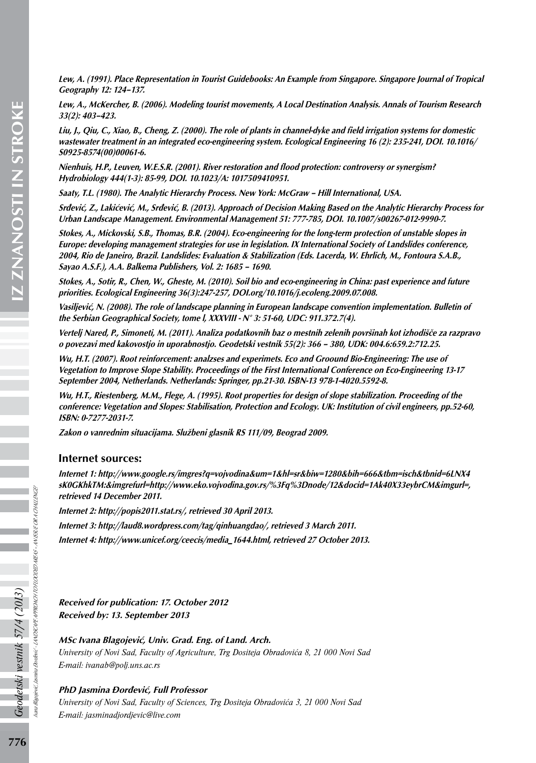*Lew, A. (1991). Place Representation in Tourist Guidebooks: An Example from Singapore. Singapore Journal of Tropical Geography 12: 124–137.*

*Lew, A., McKercher, B. (2006). Modeling tourist movements, A Local Destination Analysis. Annals of Tourism Research 33(2): 403–423.*

*Liu, J., Qiu, C., Xiao, B., Cheng, Z. (2000). The role of plants in channel-dyke and field irrigation systems for domestic wastewater treatment in an integrated eco-engineering system. Ecological Engineering 16 (2): 235-241, DOI. 10.1016/S0925-8574(00)00061-6.*

*Nienhuis, H.P., Leuven, W.E.S.R. (2001). River restoration and flood protection: controversy or synergism? Hydrobiology 444(1-3): 85-99, DOI. 10.1023/A: 1017509410951.*

*Saaty, T.L. (1980). The Analytic Hierarchy Process. New York: McGraw – Hill International, USA.*

*Srđević, Z., Lakićević, M., Srđević, B. (2013). Approach of Decision Making Based on the Analytic Hierarchy Process for Urban Landscape Management. Environmental Management 51: 777-785, DOI. 10.1007/s00267-012-9990-7.*

*Stokes, A., Mickovski, S.B., Thomas, B.R. (2004). Eco-engineering for the long-term protection of unstable slopes in Europe: developing management strategies for use in legislation. IX International Society of Landslides conference, 2004, Rio de Janeiro, Brazil. Landslides: Evaluation & Stabilization (Eds. Lacerda, W. Ehrlich, M., Fontoura S.A.B., Sayao A.S.F.), A.A. Balkema Publishers, Vol. 2: 1685 – 1690.*

*Stokes, A., Sotir, R., Chen, W., Gheste, M. (2010). Soil bio and eco-engineering in China: past experience and future priorities. Ecological Engineering 36(3):247-257, DOI.org/10.1016/j.ecoleng.2009.07.008.*

*Vasiljević, N. (2008). The role of landscape planning in European landscape convention implementation. Bulletin of the Serbian Geographical Society, tome l, XXXVIII - N° 3: 51-60, UDC: 911.372.7(4).*

*Vertelj Nared, P., Simoneti, M. (2011). Analiza podatkovnih baz o mestnih zelenih površinah kot izhodišče za razpravo o povezavi med kakovostjo in uporabnostjo. Geodetski vestnik 55(2): 366 – 380, UDK: 004.6:659.2:712.25.*

*Wu, H.T. (2007). Root reinforcement: analzses and experimets. Eco and Groound Bio-Engineering: The use of Vegetation to Improve Slope Stability. Proceedings of the First International Conference on Eco-Engineering 13-17 September 2004, Netherlands. Netherlands: Springer, pp.21-30. ISBN-13 978-1-4020.5592-8.*

*Wu, H.T., Riestenberg, M.M., Flege, A. (1995). Root properties for design of slope stabilization. Proceeding of the conference: Vegetation and Slopes: Stabilisation, Protection and Ecology. UK: Institution of civil engineers, pp.52-60, ISBN: 0-7277-2031-7.*

*Zakon o vanrednim situacijama. Službeni glasnik RS 111/09, Beograd 2009.*

## Internet sources:

*Internet 1: http://www.google.rs/imgres?q=vojvodina&um=1&hl=sr&biw=1280&bih=666&tbm=isch&tbnid=6LNX4sK0GKhkTM:&imgrefurl=http://www.eko.vojvodina.gov.rs/%3Fq%3Dnode/12&docid=1Ak40X33eybrCM&imgurl=, retrieved 14 December 2011.*

*Internet 2: http://popis2011.stat.rs/, retrieved 30 April 2013.*

*Internet 3: http://laud8.wordpress.com/tag/qinhuangdao/, retrieved 3 March 2011.*

*Internet 4: http://www.unicef.org/ceecis/media_1644.html, retrieved 27 October 2013.*

***Received for publication: 17. October 2012***
***Received by: 13. September 2013***

***MSc Ivana Blagojević, Univ. Grad. Eng. of Land. Arch.***
*University of Novi Sad, Faculty of Agriculture, Trg Dositeja Obradovića 8, 21 000 Novi Sad*
*E-mail: ivanab@polj.uns.ac.rs*

***PhD Jasmina Đorđević, Full Professor***
*University of Novi Sad, Faculty of Sciences, Trg Dositeja Obradovića 3, 21 000 Novi Sad*
*E-mail: jasminadjordjevic@live.com*